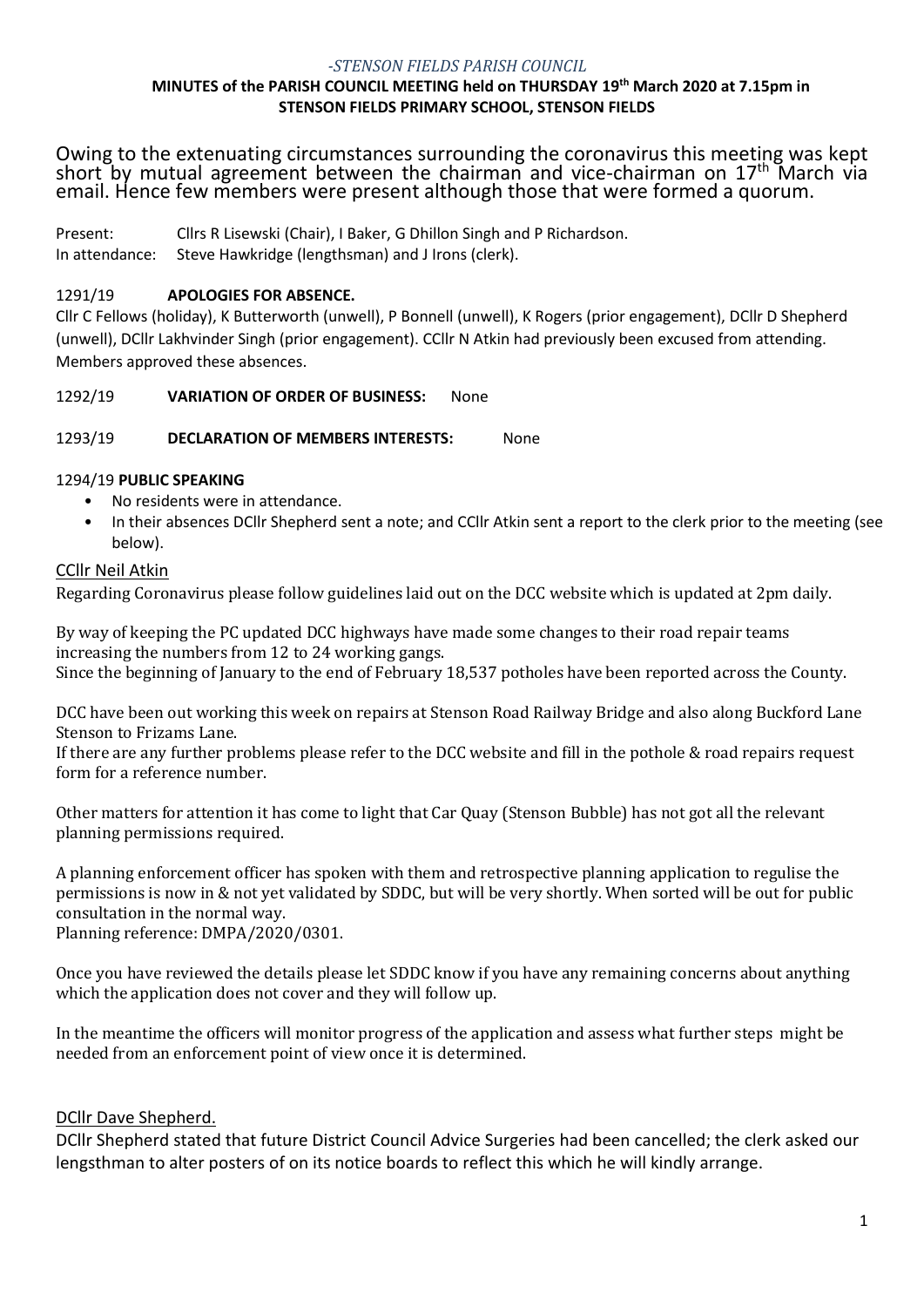*-STENSON FIELDS PARISH COUNCIL*

**MINUTES of the PARISH COUNCIL MEETING held on THURSDAY 19th March 2020 at 7.15pm in STENSON FIELDS PRIMARY SCHOOL, STENSON FIELDS**

Owing to the extenuating circumstances surrounding the coronavirus this meeting was kept short by mutual agreement between the chairman and vice-chairman on 17th March via email. Hence few members were present although those that were formed a quorum.

Present: Cllrs R Lisewski (Chair), I Baker, G Dhillon Singh and P Richardson.
In attendance: Steve Hawkridge (lengthsman) and J Irons (clerk).

1291/19 **APOLOGIES FOR ABSENCE.**

Cllr C Fellows (holiday), K Butterworth (unwell), P Bonnell (unwell), K Rogers (prior engagement), DCllr D Shepherd (unwell), DCllr Lakhvinder Singh (prior engagement). CCllr N Atkin had previously been excused from attending. Members approved these absences.

1292/19 **VARIATION OF ORDER OF BUSINESS:** None

1293/19 **DECLARATION OF MEMBERS INTERESTS:** None

1294/19 **PUBLIC SPEAKING**

- No residents were in attendance.
- In their absences DCllr Shepherd sent a note; and CCllr Atkin sent a report to the clerk prior to the meeting (see below).

CCllr Neil Atkin

Regarding Coronavirus please follow guidelines laid out on the DCC website which is updated at 2pm daily.

By way of keeping the PC updated DCC highways have made some changes to their road repair teams increasing the numbers from 12 to 24 working gangs.
Since the beginning of January to the end of February 18,537 potholes have been reported across the County.

DCC have been out working this week on repairs at Stenson Road Railway Bridge and also along Buckford Lane Stenson to Frizams Lane.
If there are any further problems please refer to the DCC website and fill in the pothole & road repairs request form for a reference number.

Other matters for attention it has come to light that Car Quay (Stenson Bubble) has not got all the relevant planning permissions required.

A planning enforcement officer has spoken with them and retrospective planning application to regulise the permissions is now in & not yet validated by SDDC, but will be very shortly. When sorted will be out for public consultation in the normal way.
Planning reference: DMPA/2020/0301.

Once you have reviewed the details please let SDDC know if you have any remaining concerns about anything which the application does not cover and they will follow up.

In the meantime the officers will monitor progress of the application and assess what further steps might be needed from an enforcement point of view once it is determined.

DCllr Dave Shepherd.

DCllr Shepherd stated that future District Council Advice Surgeries had been cancelled; the clerk asked our lengsthman to alter posters of on its notice boards to reflect this which he will kindly arrange.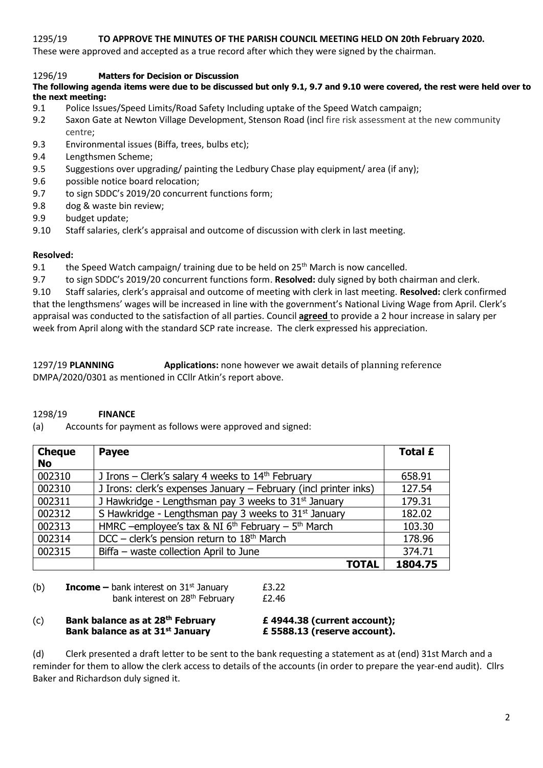1295/19 **TO APPROVE THE MINUTES OF THE PARISH COUNCIL MEETING HELD ON 20th February 2020.**

These were approved and accepted as a true record after which they were signed by the chairman.

1296/19 **Matters for Decision or Discussion**

**The following agenda items were due to be discussed but only 9.1, 9.7 and 9.10 were covered, the rest were held over to the next meeting:**

- 9.1 Police Issues/Speed Limits/Road Safety Including uptake of the Speed Watch campaign;
- 9.2 Saxon Gate at Newton Village Development, Stenson Road (incl fire risk assessment at the new community centre;
- 9.3 Environmental issues (Biffa, trees, bulbs etc);
- 9.4 Lengthsmen Scheme;
- 9.5 Suggestions over upgrading/ painting the Ledbury Chase play equipment/ area (if any);
- 9.6 possible notice board relocation;
- 9.7 to sign SDDC's 2019/20 concurrent functions form;
- 9.8 dog & waste bin review;
- 9.9 budget update;
- 9.10 Staff salaries, clerk's appraisal and outcome of discussion with clerk in last meeting.

**Resolved:**

9.1 the Speed Watch campaign/ training due to be held on 25th March is now cancelled.

9.7 to sign SDDC's 2019/20 concurrent functions form. **Resolved:** duly signed by both chairman and clerk.

9.10 Staff salaries, clerk's appraisal and outcome of meeting with clerk in last meeting. **Resolved:** clerk confirmed that the lengthsmens' wages will be increased in line with the government's National Living Wage from April. Clerk's appraisal was conducted to the satisfaction of all parties. Council **agreed** to provide a 2 hour increase in salary per week from April along with the standard SCP rate increase. The clerk expressed his appreciation.

1297/19 **PLANNING** **Applications:** none however we await details of planning reference DMPA/2020/0301 as mentioned in CCllr Atkin's report above.

1298/19 **FINANCE**

(a) Accounts for payment as follows were approved and signed:

| Cheque No | Payee | Total £ |
|---|---|---|
| 002310 | J Irons – Clerk's salary 4 weeks to 14th February | 658.91 |
| 002310 | J Irons: clerk's expenses January – February (incl printer inks) | 127.54 |
| 002311 | J Hawkridge - Lengthsman pay 3 weeks to 31st January | 179.31 |
| 002312 | S Hawkridge - Lengthsman pay 3 weeks to 31st January | 182.02 |
| 002313 | HMRC –employee's tax & NI 6th February – 5th March | 103.30 |
| 002314 | DCC – clerk's pension return to 18th March | 178.96 |
| 002315 | Biffa – waste collection April to June | 374.71 |
| | **TOTAL** | **1804.75** |

(b) **Income –** bank interest on 31st January £3.22
bank interest on 28th February £2.46

(c) **Bank balance as at 28th February £ 4944.38 (current account);**
**Bank balance as at 31st January £ 5588.13 (reserve account).**

(d) Clerk presented a draft letter to be sent to the bank requesting a statement as at (end) 31st March and a reminder for them to allow the clerk access to details of the accounts (in order to prepare the year-end audit). Cllrs Baker and Richardson duly signed it.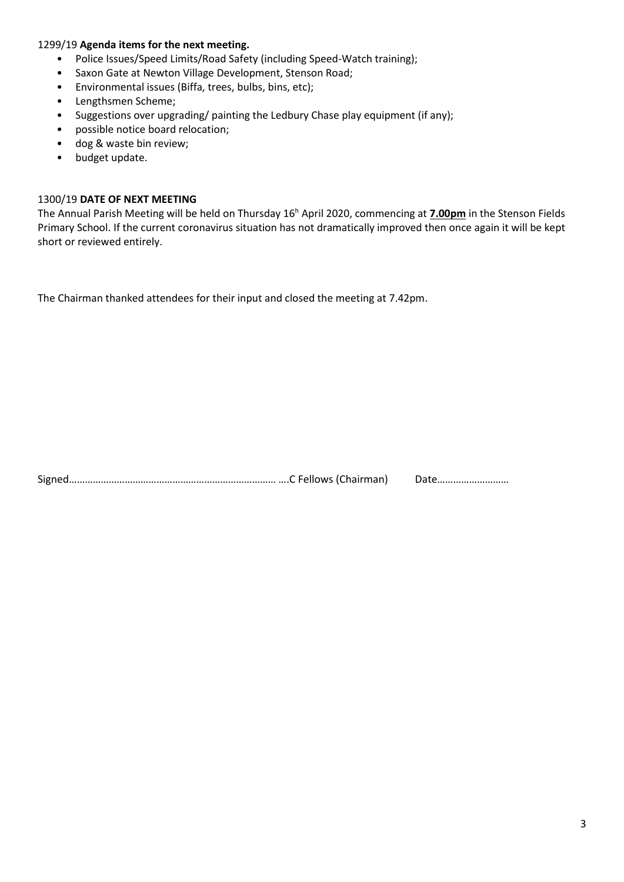1299/19 **Agenda items for the next meeting.**

- Police Issues/Speed Limits/Road Safety (including Speed-Watch training);
- Saxon Gate at Newton Village Development, Stenson Road;
- Environmental issues (Biffa, trees, bulbs, bins, etc);
- Lengthsmen Scheme;
- Suggestions over upgrading/ painting the Ledbury Chase play equipment (if any);
- possible notice board relocation;
- dog & waste bin review;
- budget update.

1300/19 **DATE OF NEXT MEETING**

The Annual Parish Meeting will be held on Thursday 16h April 2020, commencing at **7.00pm** in the Stenson Fields Primary School. If the current coronavirus situation has not dramatically improved then once again it will be kept short or reviewed entirely.

The Chairman thanked attendees for their input and closed the meeting at 7.42pm.

Signed…………………………………………………………………… ….C Fellows (Chairman)  Date………………………